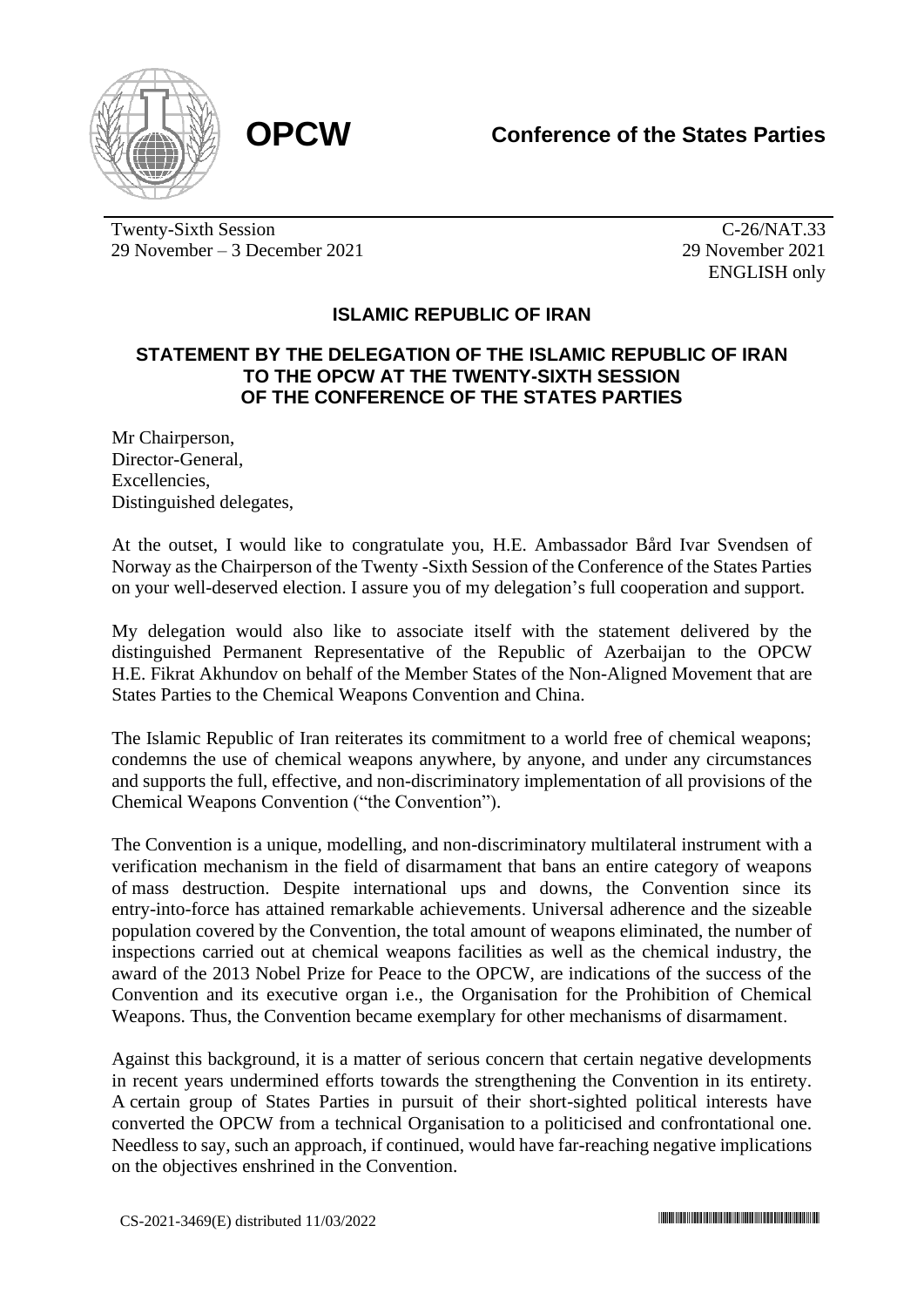**OPCW**

**Conference of the States Parties**

Twenty-Sixth Session
29 November – 3 December 2021

C-26/NAT.33
29 November 2021
ENGLISH only

## ISLAMIC REPUBLIC OF IRAN

### STATEMENT BY THE DELEGATION OF THE ISLAMIC REPUBLIC OF IRAN TO THE OPCW AT THE TWENTY-SIXTH SESSION OF THE CONFERENCE OF THE STATES PARTIES

Mr Chairperson,
Director-General,
Excellencies,
Distinguished delegates,

At the outset, I would like to congratulate you, H.E. Ambassador Bård Ivar Svendsen of Norway as the Chairperson of the Twenty -Sixth Session of the Conference of the States Parties on your well-deserved election. I assure you of my delegation's full cooperation and support.

My delegation would also like to associate itself with the statement delivered by the distinguished Permanent Representative of the Republic of Azerbaijan to the OPCW H.E. Fikrat Akhundov on behalf of the Member States of the Non-Aligned Movement that are States Parties to the Chemical Weapons Convention and China.

The Islamic Republic of Iran reiterates its commitment to a world free of chemical weapons; condemns the use of chemical weapons anywhere, by anyone, and under any circumstances and supports the full, effective, and non-discriminatory implementation of all provisions of the Chemical Weapons Convention ("the Convention").

The Convention is a unique, modelling, and non-discriminatory multilateral instrument with a verification mechanism in the field of disarmament that bans an entire category of weapons of mass destruction. Despite international ups and downs, the Convention since its entry-into-force has attained remarkable achievements. Universal adherence and the sizeable population covered by the Convention, the total amount of weapons eliminated, the number of inspections carried out at chemical weapons facilities as well as the chemical industry, the award of the 2013 Nobel Prize for Peace to the OPCW, are indications of the success of the Convention and its executive organ i.e., the Organisation for the Prohibition of Chemical Weapons. Thus, the Convention became exemplary for other mechanisms of disarmament.

Against this background, it is a matter of serious concern that certain negative developments in recent years undermined efforts towards the strengthening the Convention in its entirety. A certain group of States Parties in pursuit of their short-sighted political interests have converted the OPCW from a technical Organisation to a politicised and confrontational one. Needless to say, such an approach, if continued, would have far-reaching negative implications on the objectives enshrined in the Convention.

CS-2021-3469(E) distributed 11/03/2022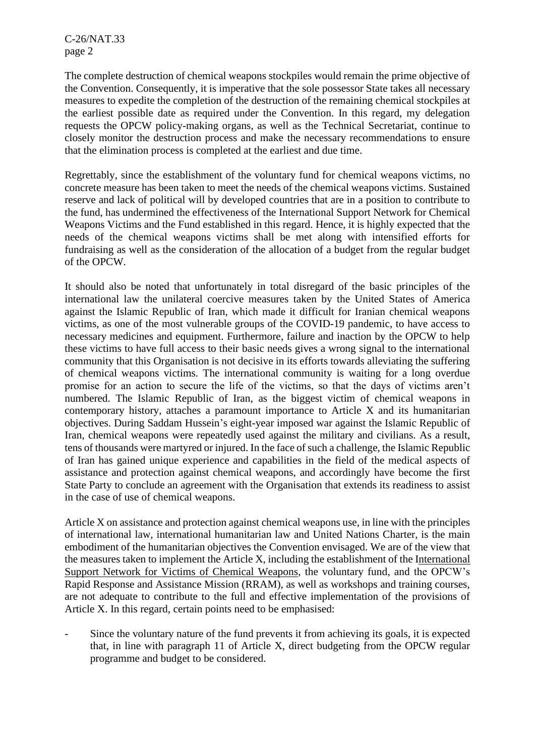The complete destruction of chemical weapons stockpiles would remain the prime objective of the Convention. Consequently, it is imperative that the sole possessor State takes all necessary measures to expedite the completion of the destruction of the remaining chemical stockpiles at the earliest possible date as required under the Convention. In this regard, my delegation requests the OPCW policy-making organs, as well as the Technical Secretariat, continue to closely monitor the destruction process and make the necessary recommendations to ensure that the elimination process is completed at the earliest and due time.

Regrettably, since the establishment of the voluntary fund for chemical weapons victims, no concrete measure has been taken to meet the needs of the chemical weapons victims. Sustained reserve and lack of political will by developed countries that are in a position to contribute to the fund, has undermined the effectiveness of the International Support Network for Chemical Weapons Victims and the Fund established in this regard. Hence, it is highly expected that the needs of the chemical weapons victims shall be met along with intensified efforts for fundraising as well as the consideration of the allocation of a budget from the regular budget of the OPCW.

It should also be noted that unfortunately in total disregard of the basic principles of the international law the unilateral coercive measures taken by the United States of America against the Islamic Republic of Iran, which made it difficult for Iranian chemical weapons victims, as one of the most vulnerable groups of the COVID-19 pandemic, to have access to necessary medicines and equipment. Furthermore, failure and inaction by the OPCW to help these victims to have full access to their basic needs gives a wrong signal to the international community that this Organisation is not decisive in its efforts towards alleviating the suffering of chemical weapons victims. The international community is waiting for a long overdue promise for an action to secure the life of the victims, so that the days of victims aren't numbered. The Islamic Republic of Iran, as the biggest victim of chemical weapons in contemporary history, attaches a paramount importance to Article X and its humanitarian objectives. During Saddam Hussein's eight-year imposed war against the Islamic Republic of Iran, chemical weapons were repeatedly used against the military and civilians. As a result, tens of thousands were martyred or injured. In the face of such a challenge, the Islamic Republic of Iran has gained unique experience and capabilities in the field of the medical aspects of assistance and protection against chemical weapons, and accordingly have become the first State Party to conclude an agreement with the Organisation that extends its readiness to assist in the case of use of chemical weapons.

Article X on assistance and protection against chemical weapons use, in line with the principles of international law, international humanitarian law and United Nations Charter, is the main embodiment of the humanitarian objectives the Convention envisaged. We are of the view that the measures taken to implement the Article X, including the establishment of the International Support Network for Victims of Chemical Weapons, the voluntary fund, and the OPCW's Rapid Response and Assistance Mission (RRAM), as well as workshops and training courses, are not adequate to contribute to the full and effective implementation of the provisions of Article X. In this regard, certain points need to be emphasised:

- Since the voluntary nature of the fund prevents it from achieving its goals, it is expected that, in line with paragraph 11 of Article X, direct budgeting from the OPCW regular programme and budget to be considered.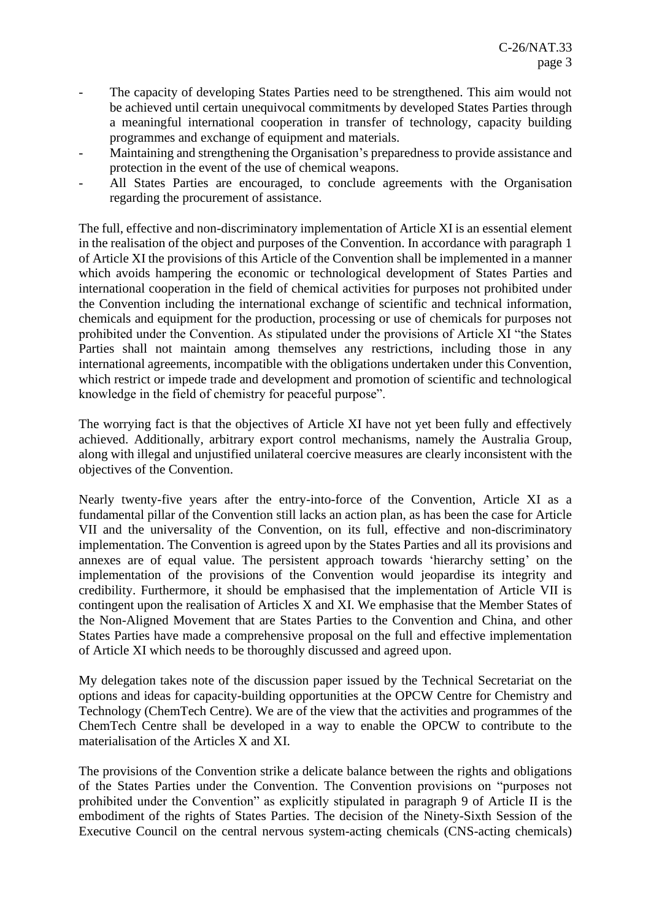- The capacity of developing States Parties need to be strengthened. This aim would not be achieved until certain unequivocal commitments by developed States Parties through a meaningful international cooperation in transfer of technology, capacity building programmes and exchange of equipment and materials.
- Maintaining and strengthening the Organisation's preparedness to provide assistance and protection in the event of the use of chemical weapons.
- All States Parties are encouraged, to conclude agreements with the Organisation regarding the procurement of assistance.

The full, effective and non-discriminatory implementation of Article XI is an essential element in the realisation of the object and purposes of the Convention. In accordance with paragraph 1 of Article XI the provisions of this Article of the Convention shall be implemented in a manner which avoids hampering the economic or technological development of States Parties and international cooperation in the field of chemical activities for purposes not prohibited under the Convention including the international exchange of scientific and technical information, chemicals and equipment for the production, processing or use of chemicals for purposes not prohibited under the Convention. As stipulated under the provisions of Article XI "the States Parties shall not maintain among themselves any restrictions, including those in any international agreements, incompatible with the obligations undertaken under this Convention, which restrict or impede trade and development and promotion of scientific and technological knowledge in the field of chemistry for peaceful purpose".

The worrying fact is that the objectives of Article XI have not yet been fully and effectively achieved. Additionally, arbitrary export control mechanisms, namely the Australia Group, along with illegal and unjustified unilateral coercive measures are clearly inconsistent with the objectives of the Convention.

Nearly twenty-five years after the entry-into-force of the Convention, Article XI as a fundamental pillar of the Convention still lacks an action plan, as has been the case for Article VII and the universality of the Convention, on its full, effective and non-discriminatory implementation. The Convention is agreed upon by the States Parties and all its provisions and annexes are of equal value. The persistent approach towards 'hierarchy setting' on the implementation of the provisions of the Convention would jeopardise its integrity and credibility. Furthermore, it should be emphasised that the implementation of Article VII is contingent upon the realisation of Articles X and XI. We emphasise that the Member States of the Non-Aligned Movement that are States Parties to the Convention and China, and other States Parties have made a comprehensive proposal on the full and effective implementation of Article XI which needs to be thoroughly discussed and agreed upon.

My delegation takes note of the discussion paper issued by the Technical Secretariat on the options and ideas for capacity-building opportunities at the OPCW Centre for Chemistry and Technology (ChemTech Centre). We are of the view that the activities and programmes of the ChemTech Centre shall be developed in a way to enable the OPCW to contribute to the materialisation of the Articles X and XI.

The provisions of the Convention strike a delicate balance between the rights and obligations of the States Parties under the Convention. The Convention provisions on "purposes not prohibited under the Convention" as explicitly stipulated in paragraph 9 of Article II is the embodiment of the rights of States Parties. The decision of the Ninety-Sixth Session of the Executive Council on the central nervous system-acting chemicals (CNS-acting chemicals)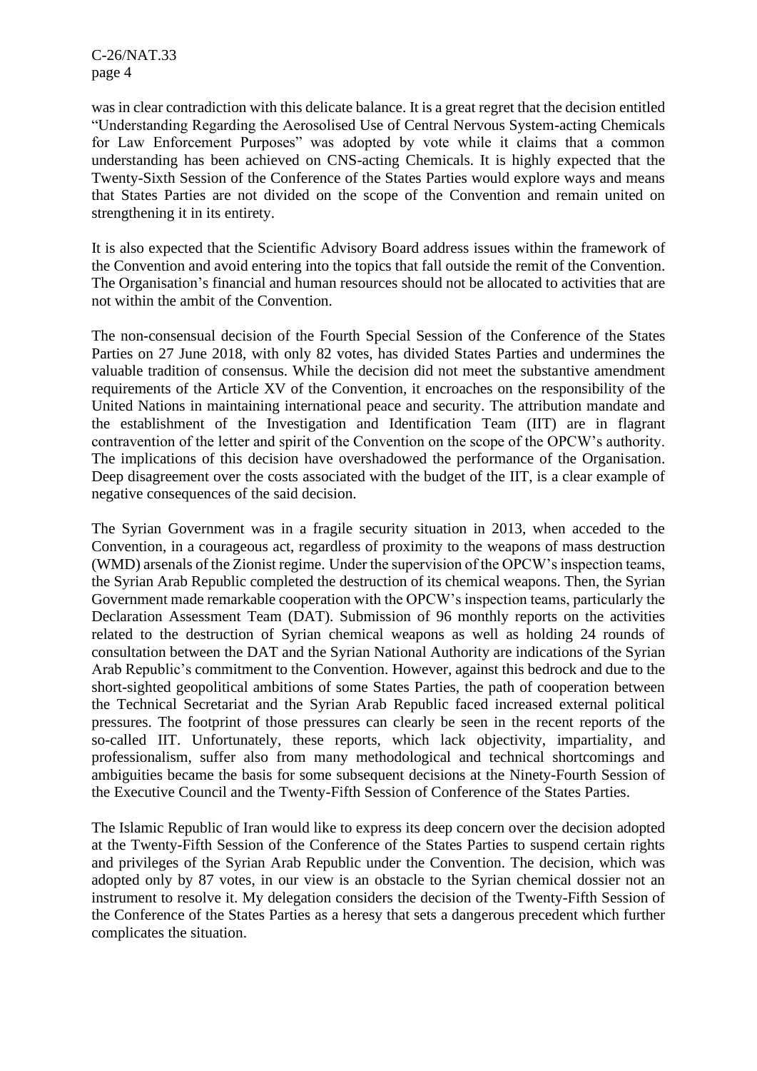was in clear contradiction with this delicate balance. It is a great regret that the decision entitled "Understanding Regarding the Aerosolised Use of Central Nervous System-acting Chemicals for Law Enforcement Purposes" was adopted by vote while it claims that a common understanding has been achieved on CNS-acting Chemicals. It is highly expected that the Twenty-Sixth Session of the Conference of the States Parties would explore ways and means that States Parties are not divided on the scope of the Convention and remain united on strengthening it in its entirety.

It is also expected that the Scientific Advisory Board address issues within the framework of the Convention and avoid entering into the topics that fall outside the remit of the Convention. The Organisation's financial and human resources should not be allocated to activities that are not within the ambit of the Convention.

The non-consensual decision of the Fourth Special Session of the Conference of the States Parties on 27 June 2018, with only 82 votes, has divided States Parties and undermines the valuable tradition of consensus. While the decision did not meet the substantive amendment requirements of the Article XV of the Convention, it encroaches on the responsibility of the United Nations in maintaining international peace and security. The attribution mandate and the establishment of the Investigation and Identification Team (IIT) are in flagrant contravention of the letter and spirit of the Convention on the scope of the OPCW's authority. The implications of this decision have overshadowed the performance of the Organisation. Deep disagreement over the costs associated with the budget of the IIT, is a clear example of negative consequences of the said decision.

The Syrian Government was in a fragile security situation in 2013, when acceded to the Convention, in a courageous act, regardless of proximity to the weapons of mass destruction (WMD) arsenals of the Zionist regime. Under the supervision of the OPCW's inspection teams, the Syrian Arab Republic completed the destruction of its chemical weapons. Then, the Syrian Government made remarkable cooperation with the OPCW's inspection teams, particularly the Declaration Assessment Team (DAT). Submission of 96 monthly reports on the activities related to the destruction of Syrian chemical weapons as well as holding 24 rounds of consultation between the DAT and the Syrian National Authority are indications of the Syrian Arab Republic's commitment to the Convention. However, against this bedrock and due to the short-sighted geopolitical ambitions of some States Parties, the path of cooperation between the Technical Secretariat and the Syrian Arab Republic faced increased external political pressures. The footprint of those pressures can clearly be seen in the recent reports of the so-called IIT. Unfortunately, these reports, which lack objectivity, impartiality, and professionalism, suffer also from many methodological and technical shortcomings and ambiguities became the basis for some subsequent decisions at the Ninety-Fourth Session of the Executive Council and the Twenty-Fifth Session of Conference of the States Parties.

The Islamic Republic of Iran would like to express its deep concern over the decision adopted at the Twenty-Fifth Session of the Conference of the States Parties to suspend certain rights and privileges of the Syrian Arab Republic under the Convention. The decision, which was adopted only by 87 votes, in our view is an obstacle to the Syrian chemical dossier not an instrument to resolve it. My delegation considers the decision of the Twenty-Fifth Session of the Conference of the States Parties as a heresy that sets a dangerous precedent which further complicates the situation.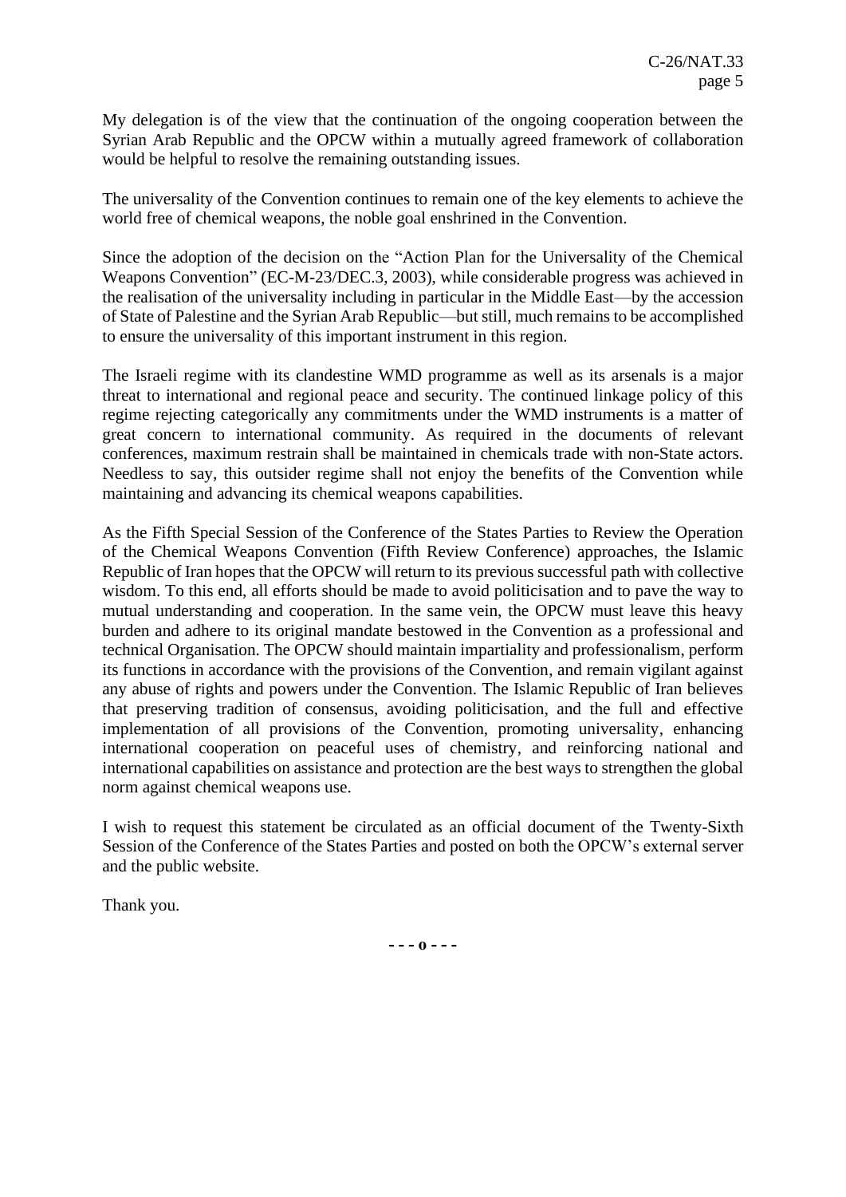My delegation is of the view that the continuation of the ongoing cooperation between the Syrian Arab Republic and the OPCW within a mutually agreed framework of collaboration would be helpful to resolve the remaining outstanding issues.

The universality of the Convention continues to remain one of the key elements to achieve the world free of chemical weapons, the noble goal enshrined in the Convention.

Since the adoption of the decision on the "Action Plan for the Universality of the Chemical Weapons Convention" (EC-M-23/DEC.3, 2003), while considerable progress was achieved in the realisation of the universality including in particular in the Middle East—by the accession of State of Palestine and the Syrian Arab Republic—but still, much remains to be accomplished to ensure the universality of this important instrument in this region.

The Israeli regime with its clandestine WMD programme as well as its arsenals is a major threat to international and regional peace and security. The continued linkage policy of this regime rejecting categorically any commitments under the WMD instruments is a matter of great concern to international community. As required in the documents of relevant conferences, maximum restrain shall be maintained in chemicals trade with non-State actors. Needless to say, this outsider regime shall not enjoy the benefits of the Convention while maintaining and advancing its chemical weapons capabilities.

As the Fifth Special Session of the Conference of the States Parties to Review the Operation of the Chemical Weapons Convention (Fifth Review Conference) approaches, the Islamic Republic of Iran hopes that the OPCW will return to its previous successful path with collective wisdom. To this end, all efforts should be made to avoid politicisation and to pave the way to mutual understanding and cooperation. In the same vein, the OPCW must leave this heavy burden and adhere to its original mandate bestowed in the Convention as a professional and technical Organisation. The OPCW should maintain impartiality and professionalism, perform its functions in accordance with the provisions of the Convention, and remain vigilant against any abuse of rights and powers under the Convention. The Islamic Republic of Iran believes that preserving tradition of consensus, avoiding politicisation, and the full and effective implementation of all provisions of the Convention, promoting universality, enhancing international cooperation on peaceful uses of chemistry, and reinforcing national and international capabilities on assistance and protection are the best ways to strengthen the global norm against chemical weapons use.

I wish to request this statement be circulated as an official document of the Twenty-Sixth Session of the Conference of the States Parties and posted on both the OPCW's external server and the public website.

Thank you.

- - - o - - -